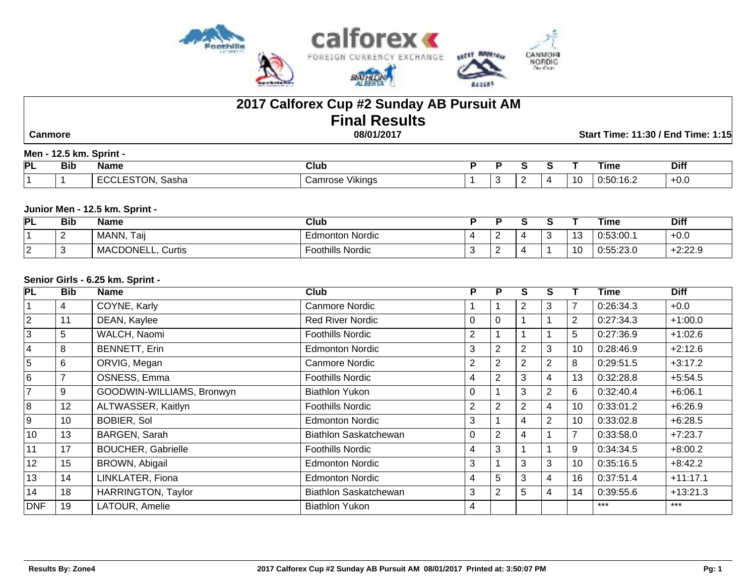# 2017 Calforex Cup #2 Sunday AB Pursuit AM

## Final Results

**Canmore** | **08/01/2017** | **Start Time: 11:30 / End Time: 1:15**

### Men - 12.5 km. Sprint -

| PL | Bib | Name | Club | P | P | S | S | T | Time | Diff |
|---|---|---|---|---|---|---|---|---|---|---|
| 1 | 1 | ECCLESTON, Sasha | Camrose Vikings | 1 | 3 | 2 | 4 | 10 | 0:50:16.2 | +0.0 |

### Junior Men - 12.5 km. Sprint -

| PL | Bib | Name | Club | P | P | S | S | T | Time | Diff |
|---|---|---|---|---|---|---|---|---|---|---|
| 1 | 2 | MANN, Taij | Edmonton Nordic | 4 | 2 | 4 | 3 | 13 | 0:53:00.1 | +0.0 |
| 2 | 3 | MACDONELL, Curtis | Foothills Nordic | 3 | 2 | 4 | 1 | 10 | 0:55:23.0 | +2:22.9 |

### Senior Girls - 6.25 km. Sprint -

| PL | Bib | Name | Club | P | P | S | S | T | Time | Diff |
|---|---|---|---|---|---|---|---|---|---|---|
| 1 | 4 | COYNE, Karly | Canmore Nordic | 1 | 1 | 2 | 3 | 7 | 0:26:34.3 | +0.0 |
| 2 | 11 | DEAN, Kaylee | Red River Nordic | 0 | 0 | 1 | 1 | 2 | 0:27:34.3 | +1:00.0 |
| 3 | 5 | WALCH, Naomi | Foothills Nordic | 2 | 1 | 1 | 1 | 5 | 0:27:36.9 | +1:02.6 |
| 4 | 8 | BENNETT, Erin | Edmonton Nordic | 3 | 2 | 2 | 3 | 10 | 0:28:46.9 | +2:12.6 |
| 5 | 6 | ORVIG, Megan | Canmore Nordic | 2 | 2 | 2 | 2 | 8 | 0:29:51.5 | +3:17.2 |
| 6 | 7 | OSNESS, Emma | Foothills Nordic | 4 | 2 | 3 | 4 | 13 | 0:32:28.8 | +5:54.5 |
| 7 | 9 | GOODWIN-WILLIAMS, Bronwyn | Biathlon Yukon | 0 | 1 | 3 | 2 | 6 | 0:32:40.4 | +6:06.1 |
| 8 | 12 | ALTWASSER, Kaitlyn | Foothills Nordic | 2 | 2 | 2 | 4 | 10 | 0:33:01.2 | +6:26.9 |
| 9 | 10 | BOBIER, Sol | Edmonton Nordic | 3 | 1 | 4 | 2 | 10 | 0:33:02.8 | +6:28.5 |
| 10 | 13 | BARGEN, Sarah | Biathlon Saskatchewan | 0 | 2 | 4 | 1 | 7 | 0:33:58.0 | +7:23.7 |
| 11 | 17 | BOUCHER, Gabrielle | Foothills Nordic | 4 | 3 | 1 | 1 | 9 | 0:34:34.5 | +8:00.2 |
| 12 | 15 | BROWN, Abigail | Edmonton Nordic | 3 | 1 | 3 | 3 | 10 | 0:35:16.5 | +8:42.2 |
| 13 | 14 | LINKLATER, Fiona | Edmonton Nordic | 4 | 5 | 3 | 4 | 16 | 0:37:51.4 | +11:17.1 |
| 14 | 18 | HARRINGTON, Taylor | Biathlon Saskatchewan | 3 | 2 | 5 | 4 | 14 | 0:39:55.6 | +13:21.3 |
| DNF | 19 | LATOUR, Amelie | Biathlon Yukon | 4 | | | | | *** | *** |

Results By: Zone4 | 2017 Calforex Cup #2 Sunday AB Pursuit AM 08/01/2017 Printed at: 3:50:07 PM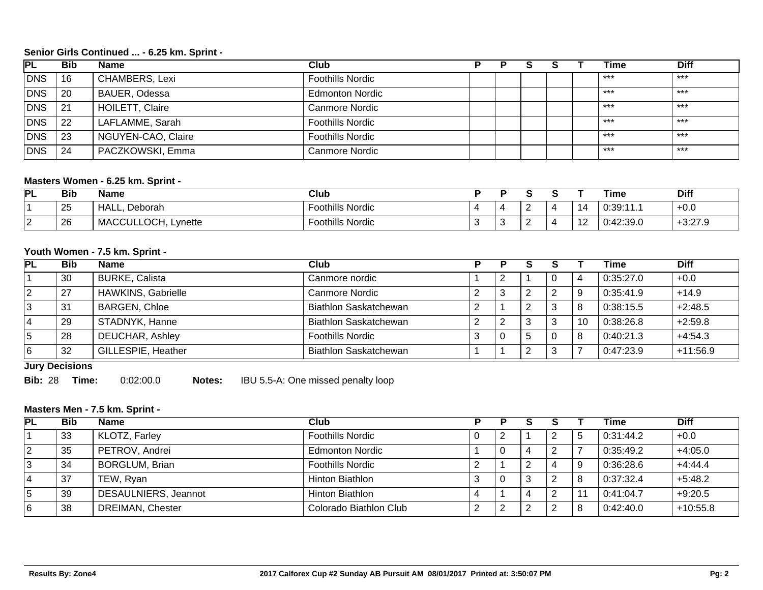**Senior Girls Continued ... - 6.25 km. Sprint -**

| PL | Bib | Name | Club | P | P | S | S | T | Time | Diff |
|---|---|---|---|---|---|---|---|---|---|---|
| DNS | 16 | CHAMBERS, Lexi | Foothills Nordic | | | | | | *** | *** |
| DNS | 20 | BAUER, Odessa | Edmonton Nordic | | | | | | *** | *** |
| DNS | 21 | HOILETT, Claire | Canmore Nordic | | | | | | *** | *** |
| DNS | 22 | LAFLAMME, Sarah | Foothills Nordic | | | | | | *** | *** |
| DNS | 23 | NGUYEN-CAO, Claire | Foothills Nordic | | | | | | *** | *** |
| DNS | 24 | PACZKOWSKI, Emma | Canmore Nordic | | | | | | *** | *** |

**Masters Women - 6.25 km. Sprint -**

| PL | Bib | Name | Club | P | P | S | S | T | Time | Diff |
|---|---|---|---|---|---|---|---|---|---|---|
| 1 | 25 | HALL, Deborah | Foothills Nordic | 4 | 4 | 2 | 4 | 14 | 0:39:11.1 | +0.0 |
| 2 | 26 | MACCULLOCH, Lynette | Foothills Nordic | 3 | 3 | 2 | 4 | 12 | 0:42:39.0 | +3:27.9 |

**Youth Women - 7.5 km. Sprint -**

| PL | Bib | Name | Club | P | P | S | S | T | Time | Diff |
|---|---|---|---|---|---|---|---|---|---|---|
| 1 | 30 | BURKE, Calista | Canmore nordic | 1 | 2 | 1 | 0 | 4 | 0:35:27.0 | +0.0 |
| 2 | 27 | HAWKINS, Gabrielle | Canmore Nordic | 2 | 3 | 2 | 2 | 9 | 0:35:41.9 | +14.9 |
| 3 | 31 | BARGEN, Chloe | Biathlon Saskatchewan | 2 | 1 | 2 | 3 | 8 | 0:38:15.5 | +2:48.5 |
| 4 | 29 | STADNYK, Hanne | Biathlon Saskatchewan | 2 | 2 | 3 | 3 | 10 | 0:38:26.8 | +2:59.8 |
| 5 | 28 | DEUCHAR, Ashley | Foothills Nordic | 3 | 0 | 5 | 0 | 8 | 0:40:21.3 | +4:54.3 |
| 6 | 32 | GILLESPIE, Heather | Biathlon Saskatchewan | 1 | 1 | 2 | 3 | 7 | 0:47:23.9 | +11:56.9 |

**Jury Decisions**

**Bib:** 28 **Time:** 0:02:00.0 **Notes:** IBU 5.5-A: One missed penalty loop

**Masters Men - 7.5 km. Sprint -**

| PL | Bib | Name | Club | P | P | S | S | T | Time | Diff |
|---|---|---|---|---|---|---|---|---|---|---|
| 1 | 33 | KLOTZ, Farley | Foothills Nordic | 0 | 2 | 1 | 2 | 5 | 0:31:44.2 | +0.0 |
| 2 | 35 | PETROV, Andrei | Edmonton Nordic | 1 | 0 | 4 | 2 | 7 | 0:35:49.2 | +4:05.0 |
| 3 | 34 | BORGLUM, Brian | Foothills Nordic | 2 | 1 | 2 | 4 | 9 | 0:36:28.6 | +4:44.4 |
| 4 | 37 | TEW, Ryan | Hinton Biathlon | 3 | 0 | 3 | 2 | 8 | 0:37:32.4 | +5:48.2 |
| 5 | 39 | DESAULNIERS, Jeannot | Hinton Biathlon | 4 | 1 | 4 | 2 | 11 | 0:41:04.7 | +9:20.5 |
| 6 | 38 | DREIMAN, Chester | Colorado Biathlon Club | 2 | 2 | 2 | 2 | 8 | 0:42:40.0 | +10:55.8 |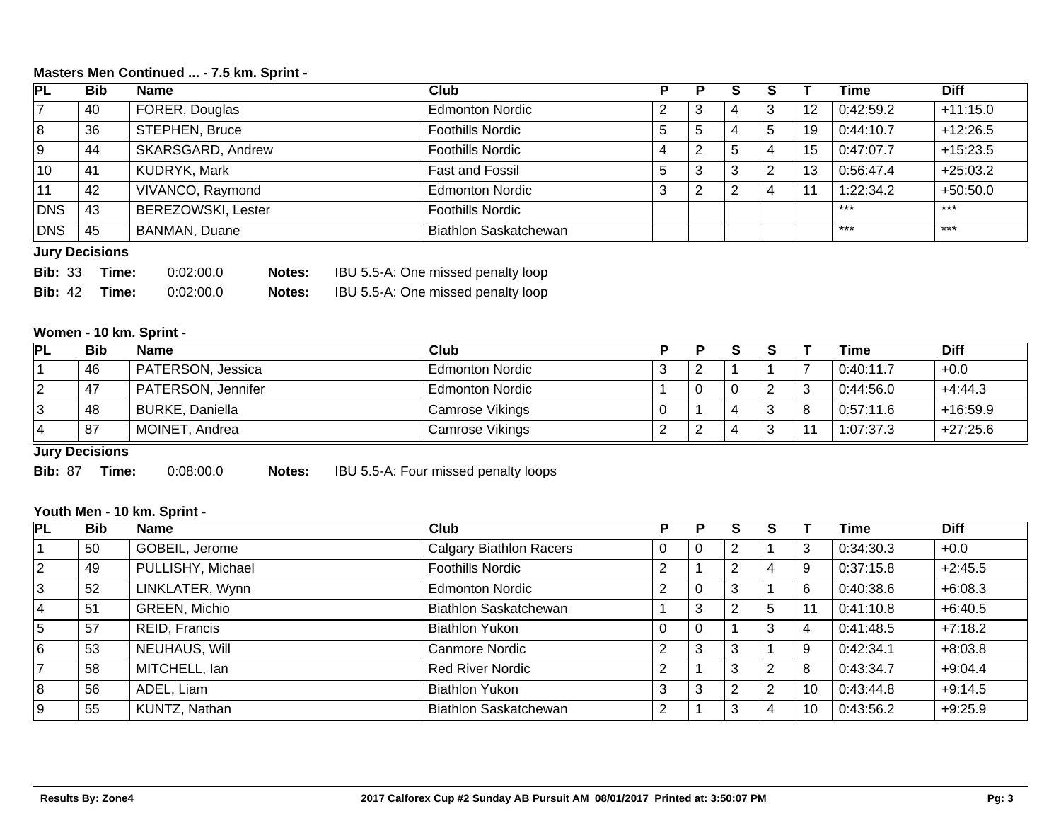### Masters Men Continued ... - 7.5 km. Sprint -

| PL | Bib | Name | Club | P | P | S | S | T | Time | Diff |
|---|---|---|---|---|---|---|---|---|---|---|
| 7 | 40 | FORER, Douglas | Edmonton Nordic | 2 | 3 | 4 | 3 | 12 | 0:42:59.2 | +11:15.0 |
| 8 | 36 | STEPHEN, Bruce | Foothills Nordic | 5 | 5 | 4 | 5 | 19 | 0:44:10.7 | +12:26.5 |
| 9 | 44 | SKARSGARD, Andrew | Foothills Nordic | 4 | 2 | 5 | 4 | 15 | 0:47:07.7 | +15:23.5 |
| 10 | 41 | KUDRYK, Mark | Fast and Fossil | 5 | 3 | 3 | 2 | 13 | 0:56:47.4 | +25:03.2 |
| 11 | 42 | VIVANCO, Raymond | Edmonton Nordic | 3 | 2 | 2 | 4 | 11 | 1:22:34.2 | +50:50.0 |
| DNS | 43 | BEREZOWSKI, Lester | Foothills Nordic | | | | | | *** | *** |
| DNS | 45 | BANMAN, Duane | Biathlon Saskatchewan | | | | | | *** | *** |

**Jury Decisions**

**Bib:** 33 **Time:** 0:02:00.0 **Notes:** IBU 5.5-A: One missed penalty loop

**Bib:** 42 **Time:** 0:02:00.0 **Notes:** IBU 5.5-A: One missed penalty loop

### Women - 10 km. Sprint -

| PL | Bib | Name | Club | P | P | S | S | T | Time | Diff |
|---|---|---|---|---|---|---|---|---|---|---|
| 1 | 46 | PATERSON, Jessica | Edmonton Nordic | 3 | 2 | 1 | 1 | 7 | 0:40:11.7 | +0.0 |
| 2 | 47 | PATERSON, Jennifer | Edmonton Nordic | 1 | 0 | 0 | 2 | 3 | 0:44:56.0 | +4:44.3 |
| 3 | 48 | BURKE, Daniella | Camrose Vikings | 0 | 1 | 4 | 3 | 8 | 0:57:11.6 | +16:59.9 |
| 4 | 87 | MOINET, Andrea | Camrose Vikings | 2 | 2 | 4 | 3 | 11 | 1:07:37.3 | +27:25.6 |

**Jury Decisions**

**Bib:** 87 **Time:** 0:08:00.0 **Notes:** IBU 5.5-A: Four missed penalty loops

### Youth Men - 10 km. Sprint -

| PL | Bib | Name | Club | P | P | S | S | T | Time | Diff |
|---|---|---|---|---|---|---|---|---|---|---|
| 1 | 50 | GOBEIL, Jerome | Calgary Biathlon Racers | 0 | 0 | 2 | 1 | 3 | 0:34:30.3 | +0.0 |
| 2 | 49 | PULLISHY, Michael | Foothills Nordic | 2 | 1 | 2 | 4 | 9 | 0:37:15.8 | +2:45.5 |
| 3 | 52 | LINKLATER, Wynn | Edmonton Nordic | 2 | 0 | 3 | 1 | 6 | 0:40:38.6 | +6:08.3 |
| 4 | 51 | GREEN, Michio | Biathlon Saskatchewan | 1 | 3 | 2 | 5 | 11 | 0:41:10.8 | +6:40.5 |
| 5 | 57 | REID, Francis | Biathlon Yukon | 0 | 0 | 1 | 3 | 4 | 0:41:48.5 | +7:18.2 |
| 6 | 53 | NEUHAUS, Will | Canmore Nordic | 2 | 3 | 3 | 1 | 9 | 0:42:34.1 | +8:03.8 |
| 7 | 58 | MITCHELL, Ian | Red River Nordic | 2 | 1 | 3 | 2 | 8 | 0:43:34.7 | +9:04.4 |
| 8 | 56 | ADEL, Liam | Biathlon Yukon | 3 | 3 | 2 | 2 | 10 | 0:43:44.8 | +9:14.5 |
| 9 | 55 | KUNTZ, Nathan | Biathlon Saskatchewan | 2 | 1 | 3 | 4 | 10 | 0:43:56.2 | +9:25.9 |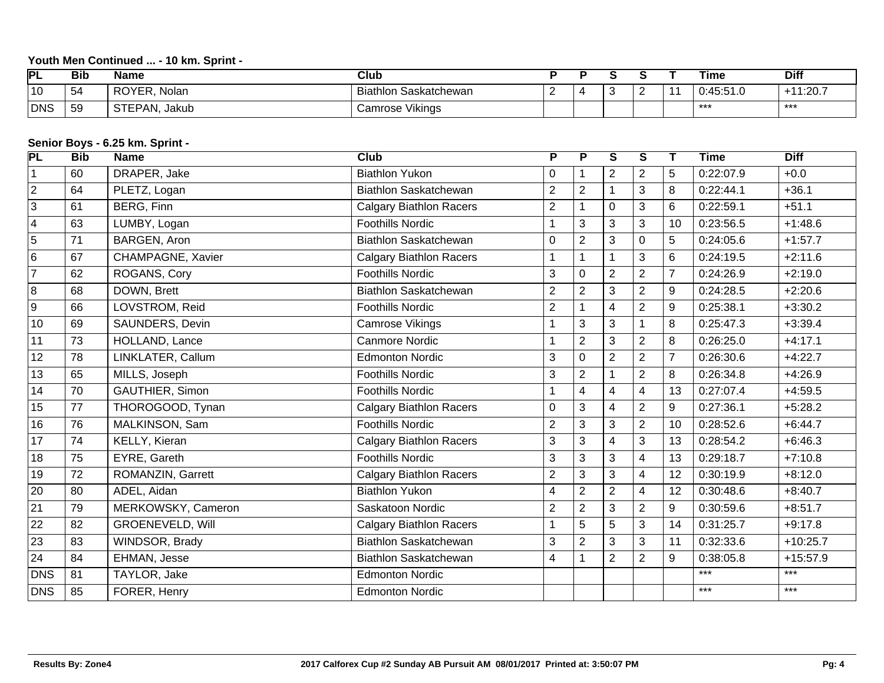### Youth Men Continued ... - 10 km. Sprint -

| PL | Bib | Name | Club | P | P | S | S | T | Time | Diff |
|---|---|---|---|---|---|---|---|---|---|---|
| 10 | 54 | ROYER, Nolan | Biathlon Saskatchewan | 2 | 4 | 3 | 2 | 11 | 0:45:51.0 | +11:20.7 |
| DNS | 59 | STEPAN, Jakub | Camrose Vikings | | | | | | *** | *** |

### Senior Boys - 6.25 km. Sprint -

| PL | Bib | Name | Club | P | P | S | S | T | Time | Diff |
|---|---|---|---|---|---|---|---|---|---|---|
| 1 | 60 | DRAPER, Jake | Biathlon Yukon | 0 | 1 | 2 | 2 | 5 | 0:22:07.9 | +0.0 |
| 2 | 64 | PLETZ, Logan | Biathlon Saskatchewan | 2 | 2 | 1 | 3 | 8 | 0:22:44.1 | +36.1 |
| 3 | 61 | BERG, Finn | Calgary Biathlon Racers | 2 | 1 | 0 | 3 | 6 | 0:22:59.1 | +51.1 |
| 4 | 63 | LUMBY, Logan | Foothills Nordic | 1 | 3 | 3 | 3 | 10 | 0:23:56.5 | +1:48.6 |
| 5 | 71 | BARGEN, Aron | Biathlon Saskatchewan | 0 | 2 | 3 | 0 | 5 | 0:24:05.6 | +1:57.7 |
| 6 | 67 | CHAMPAGNE, Xavier | Calgary Biathlon Racers | 1 | 1 | 1 | 3 | 6 | 0:24:19.5 | +2:11.6 |
| 7 | 62 | ROGANS, Cory | Foothills Nordic | 3 | 0 | 2 | 2 | 7 | 0:24:26.9 | +2:19.0 |
| 8 | 68 | DOWN, Brett | Biathlon Saskatchewan | 2 | 2 | 3 | 2 | 9 | 0:24:28.5 | +2:20.6 |
| 9 | 66 | LOVSTROM, Reid | Foothills Nordic | 2 | 1 | 4 | 2 | 9 | 0:25:38.1 | +3:30.2 |
| 10 | 69 | SAUNDERS, Devin | Camrose Vikings | 1 | 3 | 3 | 1 | 8 | 0:25:47.3 | +3:39.4 |
| 11 | 73 | HOLLAND, Lance | Canmore Nordic | 1 | 2 | 3 | 2 | 8 | 0:26:25.0 | +4:17.1 |
| 12 | 78 | LINKLATER, Callum | Edmonton Nordic | 3 | 0 | 2 | 2 | 7 | 0:26:30.6 | +4:22.7 |
| 13 | 65 | MILLS, Joseph | Foothills Nordic | 3 | 2 | 1 | 2 | 8 | 0:26:34.8 | +4:26.9 |
| 14 | 70 | GAUTHIER, Simon | Foothills Nordic | 1 | 4 | 4 | 4 | 13 | 0:27:07.4 | +4:59.5 |
| 15 | 77 | THOROGOOD, Tynan | Calgary Biathlon Racers | 0 | 3 | 4 | 2 | 9 | 0:27:36.1 | +5:28.2 |
| 16 | 76 | MALKINSON, Sam | Foothills Nordic | 2 | 3 | 3 | 2 | 10 | 0:28:52.6 | +6:44.7 |
| 17 | 74 | KELLY, Kieran | Calgary Biathlon Racers | 3 | 3 | 4 | 3 | 13 | 0:28:54.2 | +6:46.3 |
| 18 | 75 | EYRE, Gareth | Foothills Nordic | 3 | 3 | 3 | 4 | 13 | 0:29:18.7 | +7:10.8 |
| 19 | 72 | ROMANZIN, Garrett | Calgary Biathlon Racers | 2 | 3 | 3 | 4 | 12 | 0:30:19.9 | +8:12.0 |
| 20 | 80 | ADEL, Aidan | Biathlon Yukon | 4 | 2 | 2 | 4 | 12 | 0:30:48.6 | +8:40.7 |
| 21 | 79 | MERKOWSKY, Cameron | Saskatoon Nordic | 2 | 2 | 3 | 2 | 9 | 0:30:59.6 | +8:51.7 |
| 22 | 82 | GROENEVELD, Will | Calgary Biathlon Racers | 1 | 5 | 5 | 3 | 14 | 0:31:25.7 | +9:17.8 |
| 23 | 83 | WINDSOR, Brady | Biathlon Saskatchewan | 3 | 2 | 3 | 3 | 11 | 0:32:33.6 | +10:25.7 |
| 24 | 84 | EHMAN, Jesse | Biathlon Saskatchewan | 4 | 1 | 2 | 2 | 9 | 0:38:05.8 | +15:57.9 |
| DNS | 81 | TAYLOR, Jake | Edmonton Nordic | | | | | | *** | *** |
| DNS | 85 | FORER, Henry | Edmonton Nordic | | | | | | *** | *** |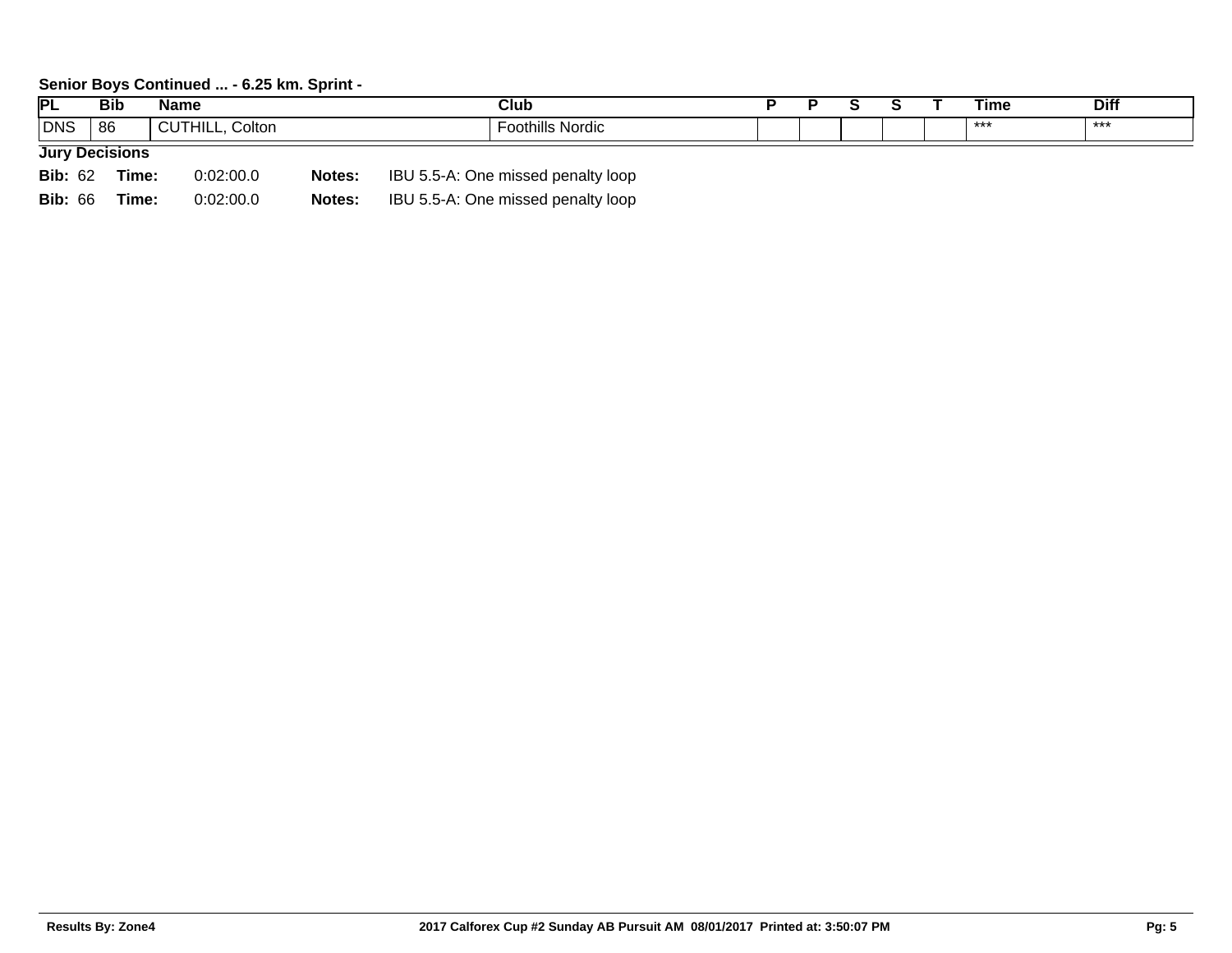**Senior Boys Continued ... - 6.25 km. Sprint -**

| PL | Bib | Name | Club | P | P | S | S | T | Time | Diff |
|---|---|---|---|---|---|---|---|---|---|---|
| DNS | 86 | CUTHILL, Colton | Foothills Nordic | | | | | | *** | *** |

**Jury Decisions**

| | | | |
|---|---|---|---|
| **Bib:** 62 | **Time:** 0:02:00.0 | **Notes:** | IBU 5.5-A: One missed penalty loop |
| **Bib:** 66 | **Time:** 0:02:00.0 | **Notes:** | IBU 5.5-A: One missed penalty loop |